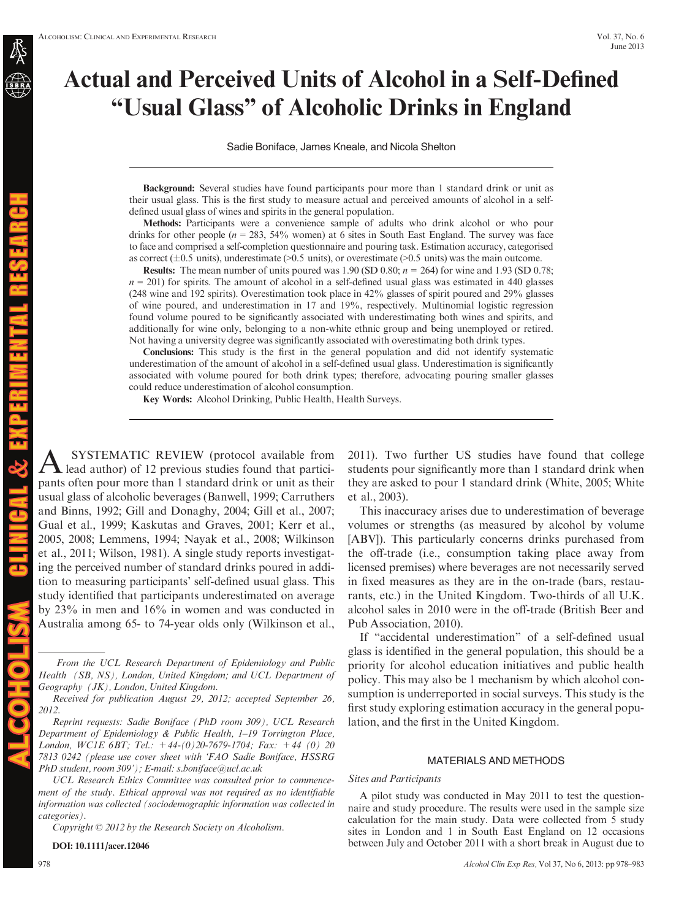# Actual and Perceived Units of Alcohol in a Self-Defined "Usual Glass" of Alcoholic Drinks in England

Sadie Boniface, James Kneale, and Nicola Shelton

**Background:** Several studies have found participants pour more than 1 standard drink or unit as their usual glass. This is the first study to measure actual and perceived amounts of alcohol in a self-defined usual glass of wines and spirits in the general population.

**Methods:** Participants were a convenience sample of adults who drink alcohol or who pour drinks for other people ($n = 283$, 54% women) at 6 sites in South East England. The survey was face to face and comprised a self-completion questionnaire and pouring task. Estimation accuracy, categorised as correct (±0.5 units), underestimate (>0.5 units), or overestimate (>0.5 units) was the main outcome.

**Results:** The mean number of units poured was 1.90 (SD 0.80; $n = 264$) for wine and 1.93 (SD 0.78; $n = 201$) for spirits. The amount of alcohol in a self-defined usual glass was estimated in 440 glasses (248 wine and 192 spirits). Overestimation took place in 42% glasses of spirit poured and 29% glasses of wine poured, and underestimation in 17 and 19%, respectively. Multinomial logistic regression found volume poured to be significantly associated with underestimating both wines and spirits, and additionally for wine only, belonging to a non-white ethnic group and being unemployed or retired. Not having a university degree was significantly associated with overestimating both drink types.

**Conclusions:** This study is the first in the general population and did not identify systematic underestimation of the amount of alcohol in a self-defined usual glass. Underestimation is significantly associated with volume poured for both drink types; therefore, advocating pouring smaller glasses could reduce underestimation of alcohol consumption.

**Key Words:** Alcohol Drinking, Public Health, Health Surveys.

A SYSTEMATIC REVIEW (protocol available from lead author) of 12 previous studies found that participants often pour more than 1 standard drink or unit as their usual glass of alcoholic beverages (Banwell, 1999; Carruthers and Binns, 1992; Gill and Donaghy, 2004; Gill et al., 2007; Gual et al., 1999; Kaskutas and Graves, 2001; Kerr et al., 2005, 2008; Lemmens, 1994; Nayak et al., 2008; Wilkinson et al., 2011; Wilson, 1981). A single study reports investigating the perceived number of standard drinks poured in addition to measuring participants' self-defined usual glass. This study identified that participants underestimated on average by 23% in men and 16% in women and was conducted in Australia among 65- to 74-year olds only (Wilkinson et al., 2011). Two further US studies have found that college students pour significantly more than 1 standard drink when they are asked to pour 1 standard drink (White, 2005; White et al., 2003).

This inaccuracy arises due to underestimation of beverage volumes or strengths (as measured by alcohol by volume [ABV]). This particularly concerns drinks purchased from the off-trade (i.e., consumption taking place away from licensed premises) where beverages are not necessarily served in fixed measures as they are in the on-trade (bars, restaurants, etc.) in the United Kingdom. Two-thirds of all U.K. alcohol sales in 2010 were in the off-trade (British Beer and Pub Association, 2010).

If "accidental underestimation" of a self-defined usual glass is identified in the general population, this should be a priority for alcohol education initiatives and public health policy. This may also be 1 mechanism by which alcohol consumption is underreported in social surveys. This study is the first study exploring estimation accuracy in the general population, and the first in the United Kingdom.

*From the UCL Research Department of Epidemiology and Public Health (SB, NS), London, United Kingdom; and UCL Department of Geography (JK), London, United Kingdom.*

*Received for publication August 29, 2012; accepted September 26, 2012.*

*Reprint requests: Sadie Boniface (PhD room 309), UCL Research Department of Epidemiology & Public Health, 1–19 Torrington Place, London, WC1E 6BT; Tel.: +44-(0)20-7679-1704; Fax: +44 (0) 20 7813 0242 (please use cover sheet with 'FAO Sadie Boniface, HSSRG PhD student, room 309'); E-mail: s.boniface@ucl.ac.uk*

*UCL Research Ethics Committee was consulted prior to commencement of the study. Ethical approval was not required as no identifiable information was collected (sociodemographic information was collected in categories).*

*Copyright © 2012 by the Research Society on Alcoholism.*

**DOI: 10.1111/acer.12046**

## MATERIALS AND METHODS

### *Sites and Participants*

A pilot study was conducted in May 2011 to test the questionnaire and study procedure. The results were used in the sample size calculation for the main study. Data were collected from 5 study sites in London and 1 in South East England on 12 occasions between July and October 2011 with a short break in August due to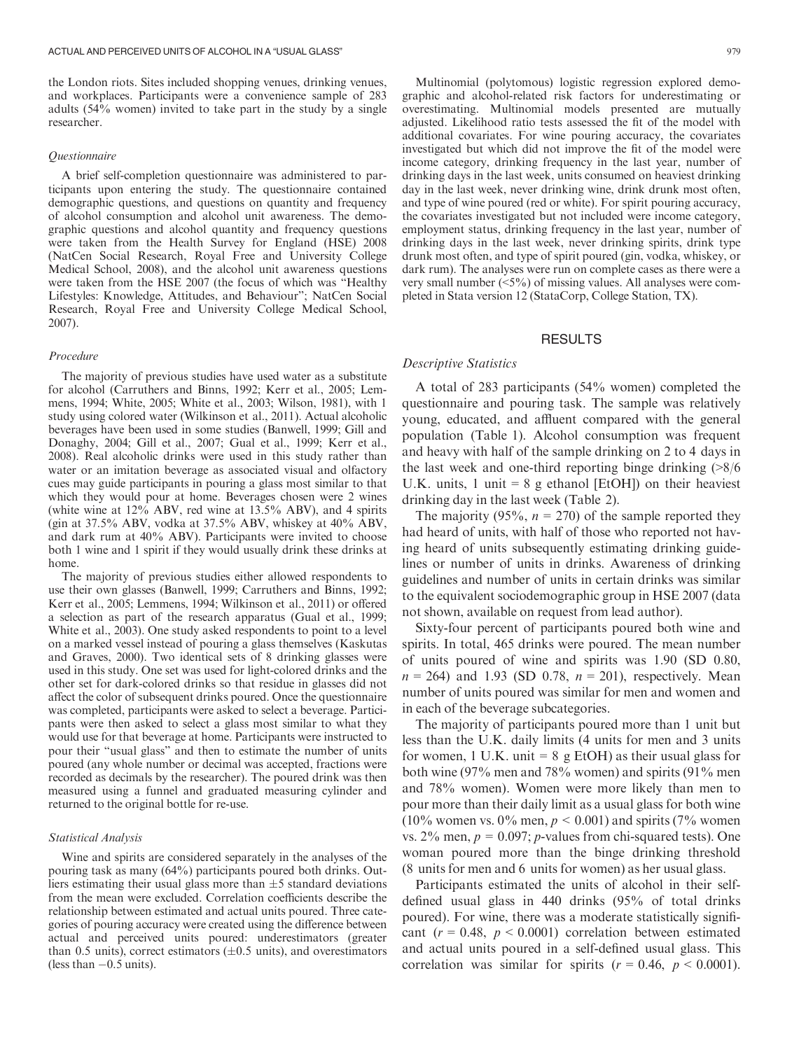the London riots. Sites included shopping venues, drinking venues, and workplaces. Participants were a convenience sample of 283 adults (54% women) invited to take part in the study by a single researcher.

### *Questionnaire*

A brief self-completion questionnaire was administered to participants upon entering the study. The questionnaire contained demographic questions, and questions on quantity and frequency of alcohol consumption and alcohol unit awareness. The demographic questions and alcohol quantity and frequency questions were taken from the Health Survey for England (HSE) 2008 (NatCen Social Research, Royal Free and University College Medical School, 2008), and the alcohol unit awareness questions were taken from the HSE 2007 (the focus of which was "Healthy Lifestyles: Knowledge, Attitudes, and Behaviour"; NatCen Social Research, Royal Free and University College Medical School, 2007).

### *Procedure*

The majority of previous studies have used water as a substitute for alcohol (Carruthers and Binns, 1992; Kerr et al., 2005; Lemmens, 1994; White, 2005; White et al., 2003; Wilson, 1981), with 1 study using colored water (Wilkinson et al., 2011). Actual alcoholic beverages have been used in some studies (Banwell, 1999; Gill and Donaghy, 2004; Gill et al., 2007; Gual et al., 1999; Kerr et al., 2008). Real alcoholic drinks were used in this study rather than water or an imitation beverage as associated visual and olfactory cues may guide participants in pouring a glass most similar to that which they would pour at home. Beverages chosen were 2 wines (white wine at 12% ABV, red wine at 13.5% ABV), and 4 spirits (gin at 37.5% ABV, vodka at 37.5% ABV, whiskey at 40% ABV, and dark rum at 40% ABV). Participants were invited to choose both 1 wine and 1 spirit if they would usually drink these drinks at home.

The majority of previous studies either allowed respondents to use their own glasses (Banwell, 1999; Carruthers and Binns, 1992; Kerr et al., 2005; Lemmens, 1994; Wilkinson et al., 2011) or offered a selection as part of the research apparatus (Gual et al., 1999; White et al., 2003). One study asked respondents to point to a level on a marked vessel instead of pouring a glass themselves (Kaskutas and Graves, 2000). Two identical sets of 8 drinking glasses were used in this study. One set was used for light-colored drinks and the other set for dark-colored drinks so that residue in glasses did not affect the color of subsequent drinks poured. Once the questionnaire was completed, participants were asked to select a beverage. Participants were then asked to select a glass most similar to what they would use for that beverage at home. Participants were instructed to pour their "usual glass" and then to estimate the number of units poured (any whole number or decimal was accepted, fractions were recorded as decimals by the researcher). The poured drink was then measured using a funnel and graduated measuring cylinder and returned to the original bottle for re-use.

### *Statistical Analysis*

Wine and spirits are considered separately in the analyses of the pouring task as many (64%) participants poured both drinks. Outliers estimating their usual glass more than ±5 standard deviations from the mean were excluded. Correlation coefficients describe the relationship between estimated and actual units poured. Three categories of pouring accuracy were created using the difference between actual and perceived units poured: underestimators (greater than 0.5 units), correct estimators (±0.5 units), and overestimators (less than −0.5 units).

Multinomial (polytomous) logistic regression explored demographic and alcohol-related risk factors for underestimating or overestimating. Multinomial models presented are mutually adjusted. Likelihood ratio tests assessed the fit of the model with additional covariates. For wine pouring accuracy, the covariates investigated but which did not improve the fit of the model were income category, drinking frequency in the last year, number of drinking days in the last week, units consumed on heaviest drinking day in the last week, never drinking wine, drink drunk most often, and type of wine poured (red or white). For spirit pouring accuracy, the covariates investigated but not included were income category, employment status, drinking frequency in the last year, number of drinking days in the last week, never drinking spirits, drink type drunk most often, and type of spirit poured (gin, vodka, whiskey, or dark rum). The analyses were run on complete cases as there were a very small number (<5%) of missing values. All analyses were completed in Stata version 12 (StataCorp, College Station, TX).

## RESULTS

### *Descriptive Statistics*

A total of 283 participants (54% women) completed the questionnaire and pouring task. The sample was relatively young, educated, and affluent compared with the general population (Table 1). Alcohol consumption was frequent and heavy with half of the sample drinking on 2 to 4 days in the last week and one-third reporting binge drinking (>8/6 U.K. units, 1 unit = 8 g ethanol [EtOH]) on their heaviest drinking day in the last week (Table 2).

The majority (95%, $n = 270$) of the sample reported they had heard of units, with half of those who reported not having heard of units subsequently estimating drinking guidelines or number of units in drinks. Awareness of drinking guidelines and number of units in certain drinks was similar to the equivalent sociodemographic group in HSE 2007 (data not shown, available on request from lead author).

Sixty-four percent of participants poured both wine and spirits. In total, 465 drinks were poured. The mean number of units poured of wine and spirits was 1.90 (SD 0.80, $n = 264$) and 1.93 (SD 0.78, $n = 201$), respectively. Mean number of units poured was similar for men and women and in each of the beverage subcategories.

The majority of participants poured more than 1 unit but less than the U.K. daily limits (4 units for men and 3 units for women, 1 U.K. unit = 8 g EtOH) as their usual glass for both wine (97% men and 78% women) and spirits (91% men and 78% women). Women were more likely than men to pour more than their daily limit as a usual glass for both wine (10% women vs. 0% men, $p < 0.001$) and spirits (7% women vs. 2% men, $p = 0.097$; $p$-values from chi-squared tests). One woman poured more than the binge drinking threshold (8 units for men and 6 units for women) as her usual glass.

Participants estimated the units of alcohol in their self-defined usual glass in 440 drinks (95% of total drinks poured). For wine, there was a moderate statistically significant ($r = 0.48$, $p < 0.0001$) correlation between estimated and actual units poured in a self-defined usual glass. This correlation was similar for spirits ($r = 0.46$, $p < 0.0001$).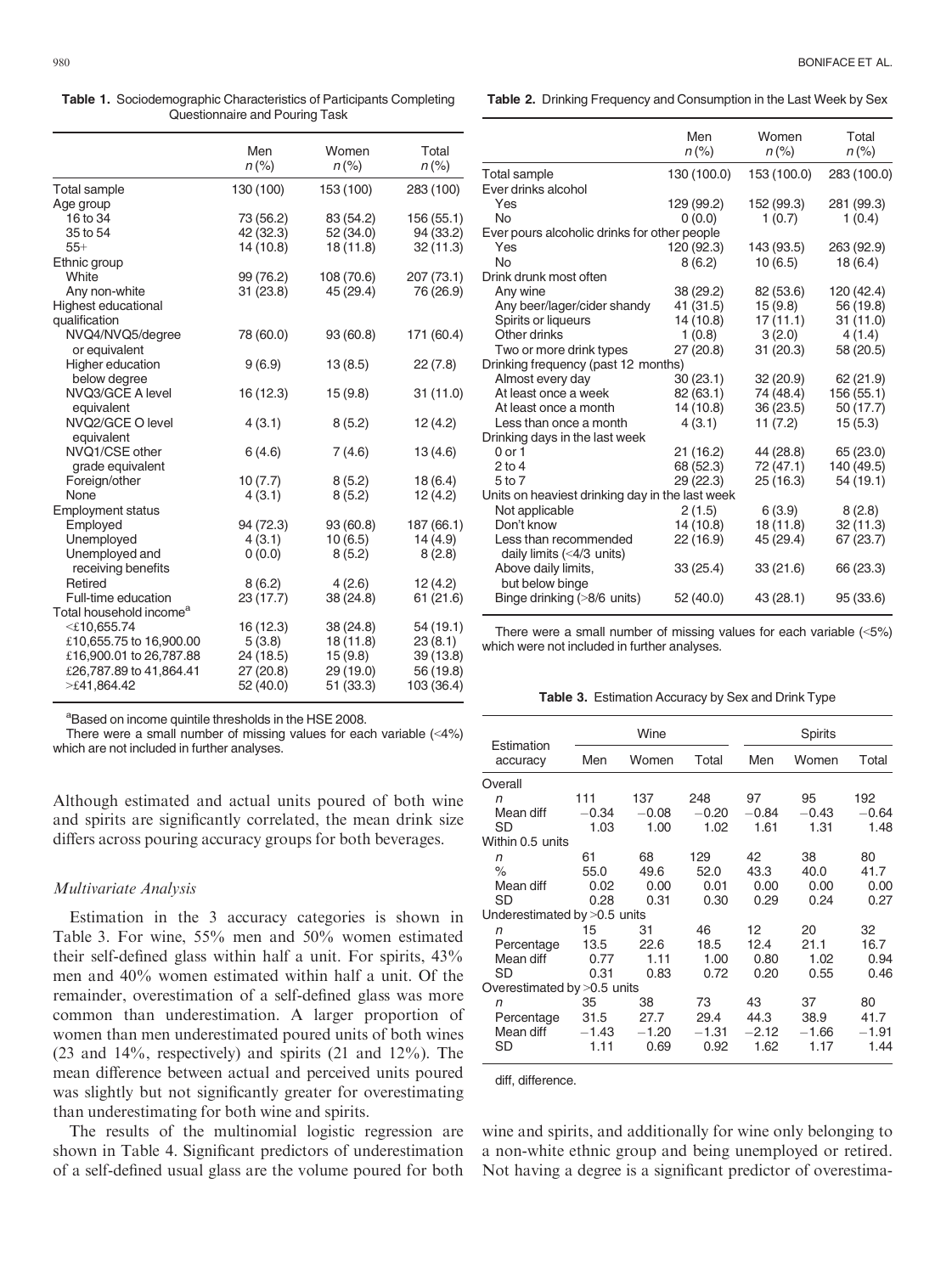**Table 1.** Sociodemographic Characteristics of Participants Completing Questionnaire and Pouring Task

| | Men $n$ (%) | Women $n$ (%) | Total $n$ (%) |
|---|---|---|---|
| Total sample | 130 (100) | 153 (100) | 283 (100) |
| Age group | | | |
| 16 to 34 | 73 (56.2) | 83 (54.2) | 156 (55.1) |
| 35 to 54 | 42 (32.3) | 52 (34.0) | 94 (33.2) |
| 55+ | 14 (10.8) | 18 (11.8) | 32 (11.3) |
| Ethnic group | | | |
| White | 99 (76.2) | 108 (70.6) | 207 (73.1) |
| Any non-white | 31 (23.8) | 45 (29.4) | 76 (26.9) |
| Highest educational qualification | | | |
| NVQ4/NVQ5/degree or equivalent | 78 (60.0) | 93 (60.8) | 171 (60.4) |
| Higher education below degree | 9 (6.9) | 13 (8.5) | 22 (7.8) |
| NVQ3/GCE A level equivalent | 16 (12.3) | 15 (9.8) | 31 (11.0) |
| NVQ2/GCE O level equivalent | 4 (3.1) | 8 (5.2) | 12 (4.2) |
| NVQ1/CSE other grade equivalent | 6 (4.6) | 7 (4.6) | 13 (4.6) |
| Foreign/other | 10 (7.7) | 8 (5.2) | 18 (6.4) |
| None | 4 (3.1) | 8 (5.2) | 12 (4.2) |
| Employment status | | | |
| Employed | 94 (72.3) | 93 (60.8) | 187 (66.1) |
| Unemployed | 4 (3.1) | 10 (6.5) | 14 (4.9) |
| Unemployed and receiving benefits | 0 (0.0) | 8 (5.2) | 8 (2.8) |
| Retired | 8 (6.2) | 4 (2.6) | 12 (4.2) |
| Full-time education | 23 (17.7) | 38 (24.8) | 61 (21.6) |
| Total household income[a] | | | |
| <£10,655.74 | 16 (12.3) | 38 (24.8) | 54 (19.1) |
| £10,655.75 to 16,900.00 | 5 (3.8) | 18 (11.8) | 23 (8.1) |
| £16,900.01 to 26,787.88 | 24 (18.5) | 15 (9.8) | 39 (13.8) |
| £26,787.89 to 41,864.41 | 27 (20.8) | 29 (19.0) | 56 (19.8) |
| >£41,864.42 | 52 (40.0) | 51 (33.3) | 103 (36.4) |

[a]Based on income quintile thresholds in the HSE 2008.

There were a small number of missing values for each variable (<4%) which are not included in further analyses.

Although estimated and actual units poured of both wine and spirits are significantly correlated, the mean drink size differs across pouring accuracy groups for both beverages.

### *Multivariate Analysis*

Estimation in the 3 accuracy categories is shown in Table 3. For wine, 55% men and 50% women estimated their self-defined glass within half a unit. For spirits, 43% men and 40% women estimated within half a unit. Of the remainder, overestimation of a self-defined glass was more common than underestimation. A larger proportion of women than men underestimated poured units of both wines (23 and 14%, respectively) and spirits (21 and 12%). The mean difference between actual and perceived units poured was slightly but not significantly greater for overestimating than underestimating for both wine and spirits.

The results of the multinomial logistic regression are shown in Table 4. Significant predictors of underestimation of a self-defined usual glass are the volume poured for both wine and spirits, and additionally for wine only belonging to a non-white ethnic group and being unemployed or retired. Not having a degree is a significant predictor of overestima-

**Table 2.** Drinking Frequency and Consumption in the Last Week by Sex

| | Men $n$ (%) | Women $n$ (%) | Total $n$ (%) |
|---|---|---|---|
| Total sample | 130 (100.0) | 153 (100.0) | 283 (100.0) |
| Ever drinks alcohol | | | |
| Yes | 129 (99.2) | 152 (99.3) | 281 (99.3) |
| No | 0 (0.0) | 1 (0.7) | 1 (0.4) |
| Ever pours alcoholic drinks for other people | | | |
| Yes | 120 (92.3) | 143 (93.5) | 263 (92.9) |
| No | 8 (6.2) | 10 (6.5) | 18 (6.4) |
| Drink drunk most often | | | |
| Any wine | 38 (29.2) | 82 (53.6) | 120 (42.4) |
| Any beer/lager/cider shandy | 41 (31.5) | 15 (9.8) | 56 (19.8) |
| Spirits or liqueurs | 14 (10.8) | 17 (11.1) | 31 (11.0) |
| Other drinks | 1 (0.8) | 3 (2.0) | 4 (1.4) |
| Two or more drink types | 27 (20.8) | 31 (20.3) | 58 (20.5) |
| Drinking frequency (past 12 months) | | | |
| Almost every day | 30 (23.1) | 32 (20.9) | 62 (21.9) |
| At least once a week | 82 (63.1) | 74 (48.4) | 156 (55.1) |
| At least once a month | 14 (10.8) | 36 (23.5) | 50 (17.7) |
| Less than once a month | 4 (3.1) | 11 (7.2) | 15 (5.3) |
| Drinking days in the last week | | | |
| 0 or 1 | 21 (16.2) | 44 (28.8) | 65 (23.0) |
| 2 to 4 | 68 (52.3) | 72 (47.1) | 140 (49.5) |
| 5 to 7 | 29 (22.3) | 25 (16.3) | 54 (19.1) |
| Units on heaviest drinking day in the last week | | | |
| Not applicable | 2 (1.5) | 6 (3.9) | 8 (2.8) |
| Don't know | 14 (10.8) | 18 (11.8) | 32 (11.3) |
| Less than recommended daily limits (<4/3 units) | 22 (16.9) | 45 (29.4) | 67 (23.7) |
| Above daily limits, but below binge | 33 (25.4) | 33 (21.6) | 66 (23.3) |
| Binge drinking (>8/6 units) | 52 (40.0) | 43 (28.1) | 95 (33.6) |

There were a small number of missing values for each variable (<5%) which were not included in further analyses.

**Table 3.** Estimation Accuracy by Sex and Drink Type

| Estimation accuracy | Wine | | | Spirits | | |
|---|---|---|---|---|---|---|
| | Men | Women | Total | Men | Women | Total |
| Overall | | | | | | |
| $n$ | 111 | 137 | 248 | 97 | 95 | 192 |
| Mean diff | −0.34 | −0.08 | −0.20 | −0.84 | −0.43 | −0.64 |
| SD | 1.03 | 1.00 | 1.02 | 1.61 | 1.31 | 1.48 |
| Within 0.5 units | | | | | | |
| $n$ | 61 | 68 | 129 | 42 | 38 | 80 |
| % | 55.0 | 49.6 | 52.0 | 43.3 | 40.0 | 41.7 |
| Mean diff | 0.02 | 0.00 | 0.01 | 0.00 | 0.00 | 0.00 |
| SD | 0.28 | 0.31 | 0.30 | 0.29 | 0.24 | 0.27 |
| Underestimated by >0.5 units | | | | | | |
| $n$ | 15 | 31 | 46 | 12 | 20 | 32 |
| Percentage | 13.5 | 22.6 | 18.5 | 12.4 | 21.1 | 16.7 |
| Mean diff | 0.77 | 1.11 | 1.00 | 0.80 | 1.02 | 0.94 |
| SD | 0.31 | 0.83 | 0.72 | 0.20 | 0.55 | 0.46 |
| Overestimated by >0.5 units | | | | | | |
| $n$ | 35 | 38 | 73 | 43 | 37 | 80 |
| Percentage | 31.5 | 27.7 | 29.4 | 44.3 | 38.9 | 41.7 |
| Mean diff | −1.43 | −1.20 | −1.31 | −2.12 | −1.66 | −1.91 |
| SD | 1.11 | 0.69 | 0.92 | 1.62 | 1.17 | 1.44 |

diff, difference.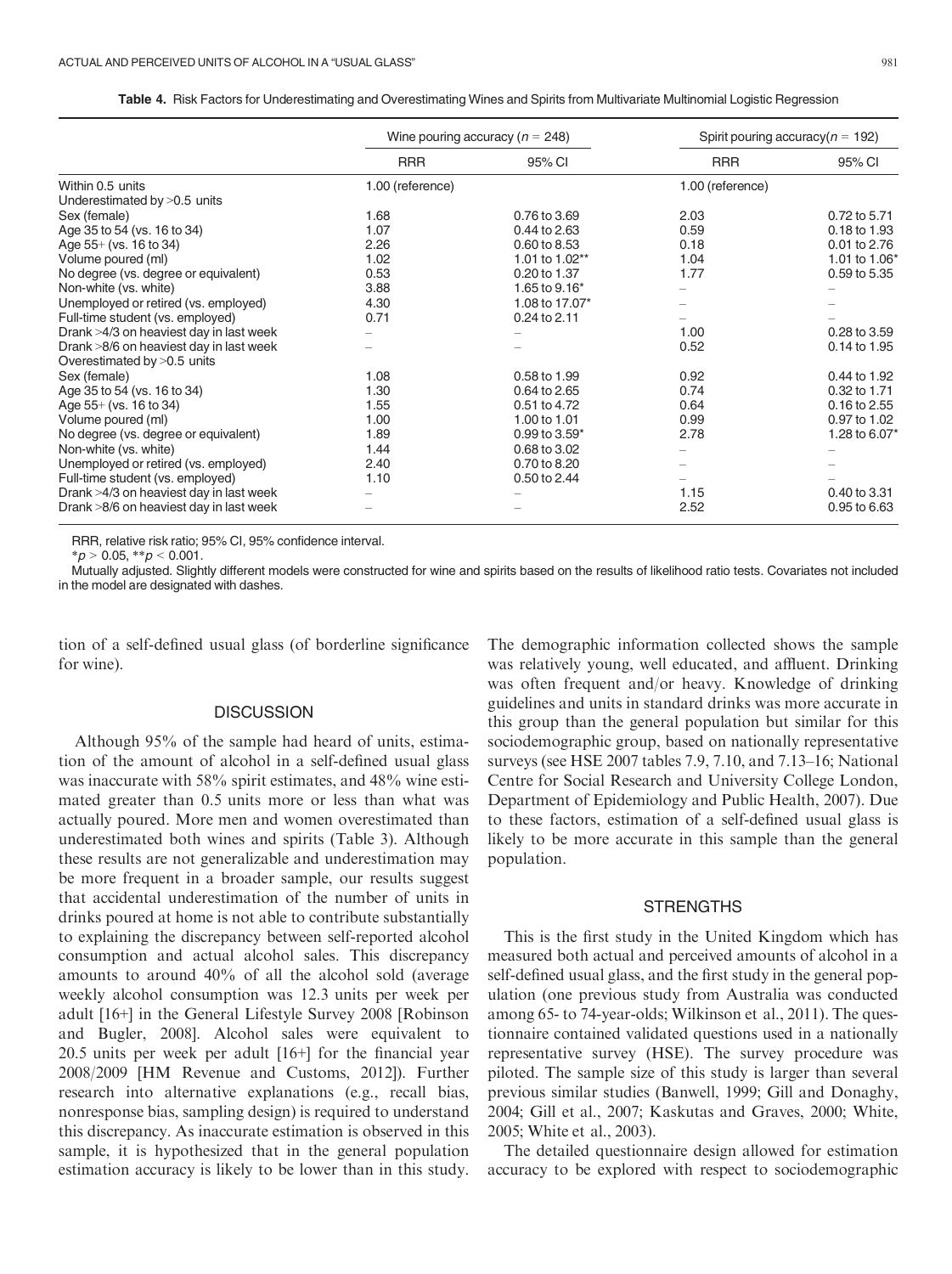**Table 4.** Risk Factors for Underestimating and Overestimating Wines and Spirits from Multivariate Multinomial Logistic Regression

| | Wine pouring accuracy ($n$ = 248) | | Spirit pouring accuracy($n$ = 192) | |
|---|---|---|---|---|
| | RRR | 95% CI | RRR | 95% CI |
| Within 0.5 units | 1.00 (reference) | | 1.00 (reference) | |
| Underestimated by >0.5 units | | | | |
| Sex (female) | 1.68 | 0.76 to 3.69 | 2.03 | 0.72 to 5.71 |
| Age 35 to 54 (vs. 16 to 34) | 1.07 | 0.44 to 2.63 | 0.59 | 0.18 to 1.93 |
| Age 55+ (vs. 16 to 34) | 2.26 | 0.60 to 8.53 | 0.18 | 0.01 to 2.76 |
| Volume poured (ml) | 1.02 | 1.01 to 1.02** | 1.04 | 1.01 to 1.06* |
| No degree (vs. degree or equivalent) | 0.53 | 0.20 to 1.37 | 1.77 | 0.59 to 5.35 |
| Non-white (vs. white) | 3.88 | 1.65 to 9.16* | – | – |
| Unemployed or retired (vs. employed) | 4.30 | 1.08 to 17.07* | – | – |
| Full-time student (vs. employed) | 0.71 | 0.24 to 2.11 | – | – |
| Drank >4/3 on heaviest day in last week | – | – | 1.00 | 0.28 to 3.59 |
| Drank >8/6 on heaviest day in last week | – | – | 0.52 | 0.14 to 1.95 |
| Overestimated by >0.5 units | | | | |
| Sex (female) | 1.08 | 0.58 to 1.99 | 0.92 | 0.44 to 1.92 |
| Age 35 to 54 (vs. 16 to 34) | 1.30 | 0.64 to 2.65 | 0.74 | 0.32 to 1.71 |
| Age 55+ (vs. 16 to 34) | 1.55 | 0.51 to 4.72 | 0.64 | 0.16 to 2.55 |
| Volume poured (ml) | 1.00 | 1.00 to 1.01 | 0.99 | 0.97 to 1.02 |
| No degree (vs. degree or equivalent) | 1.89 | 0.99 to 3.59* | 2.78 | 1.28 to 6.07* |
| Non-white (vs. white) | 1.44 | 0.68 to 3.02 | – | – |
| Unemployed or retired (vs. employed) | 2.40 | 0.70 to 8.20 | – | – |
| Full-time student (vs. employed) | 1.10 | 0.50 to 2.44 | – | – |
| Drank >4/3 on heaviest day in last week | – | – | 1.15 | 0.40 to 3.31 |
| Drank >8/6 on heaviest day in last week | – | – | 2.52 | 0.95 to 6.63 |

RRR, relative risk ratio; 95% CI, 95% confidence interval.

*$p > 0.05$, **$p < 0.001$.

Mutually adjusted. Slightly different models were constructed for wine and spirits based on the results of likelihood ratio tests. Covariates not included in the model are designated with dashes.

tion of a self-defined usual glass (of borderline significance for wine).

## DISCUSSION

Although 95% of the sample had heard of units, estimation of the amount of alcohol in a self-defined usual glass was inaccurate with 58% spirit estimates, and 48% wine estimated greater than 0.5 units more or less than what was actually poured. More men and women overestimated than underestimated both wines and spirits (Table 3). Although these results are not generalizable and underestimation may be more frequent in a broader sample, our results suggest that accidental underestimation of the number of units in drinks poured at home is not able to contribute substantially to explaining the discrepancy between self-reported alcohol consumption and actual alcohol sales. This discrepancy amounts to around 40% of all the alcohol sold (average weekly alcohol consumption was 12.3 units per week per adult [16+] in the General Lifestyle Survey 2008 [Robinson and Bugler, 2008]. Alcohol sales were equivalent to 20.5 units per week per adult [16+] for the financial year 2008/2009 [HM Revenue and Customs, 2012]). Further research into alternative explanations (e.g., recall bias, nonresponse bias, sampling design) is required to understand this discrepancy. As inaccurate estimation is observed in this sample, it is hypothesized that in the general population estimation accuracy is likely to be lower than in this study. The demographic information collected shows the sample was relatively young, well educated, and affluent. Drinking was often frequent and/or heavy. Knowledge of drinking guidelines and units in standard drinks was more accurate in this group than the general population but similar for this sociodemographic group, based on nationally representative surveys (see HSE 2007 tables 7.9, 7.10, and 7.13–16; National Centre for Social Research and University College London, Department of Epidemiology and Public Health, 2007). Due to these factors, estimation of a self-defined usual glass is likely to be more accurate in this sample than the general population.

## STRENGTHS

This is the first study in the United Kingdom which has measured both actual and perceived amounts of alcohol in a self-defined usual glass, and the first study in the general population (one previous study from Australia was conducted among 65- to 74-year-olds; Wilkinson et al., 2011). The questionnaire contained validated questions used in a nationally representative survey (HSE). The survey procedure was piloted. The sample size of this study is larger than several previous similar studies (Banwell, 1999; Gill and Donaghy, 2004; Gill et al., 2007; Kaskutas and Graves, 2000; White, 2005; White et al., 2003).

The detailed questionnaire design allowed for estimation accuracy to be explored with respect to sociodemographic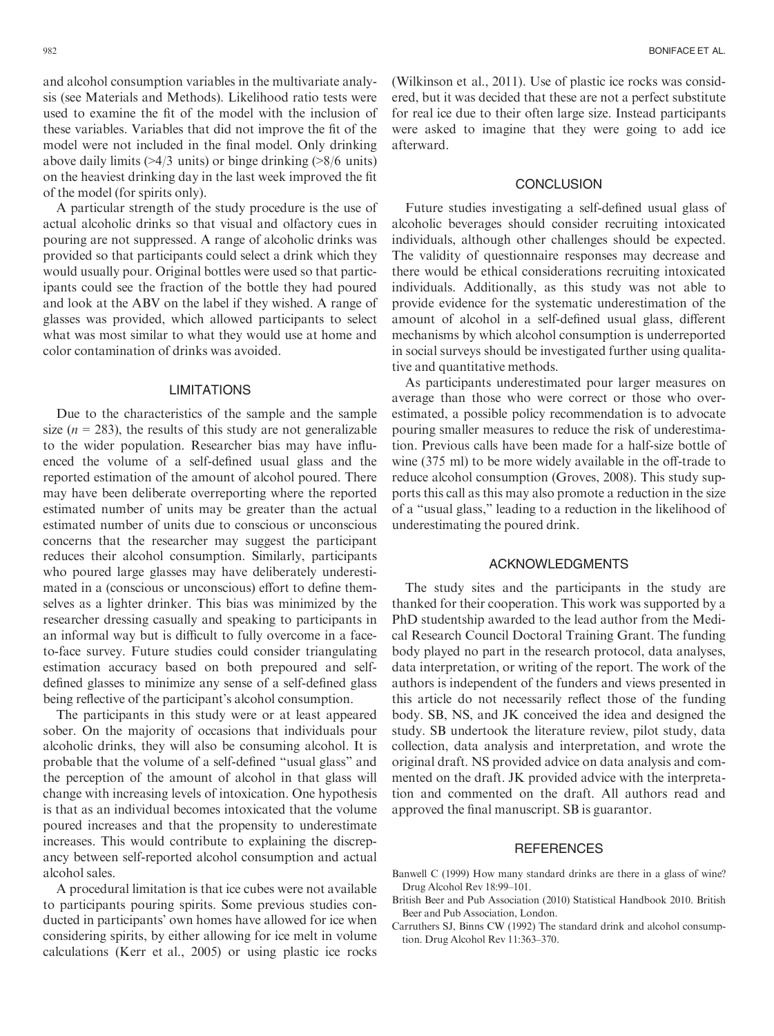and alcohol consumption variables in the multivariate analysis (see Materials and Methods). Likelihood ratio tests were used to examine the fit of the model with the inclusion of these variables. Variables that did not improve the fit of the model were not included in the final model. Only drinking above daily limits (>4/3 units) or binge drinking (>8/6 units) on the heaviest drinking day in the last week improved the fit of the model (for spirits only).

A particular strength of the study procedure is the use of actual alcoholic drinks so that visual and olfactory cues in pouring are not suppressed. A range of alcoholic drinks was provided so that participants could select a drink which they would usually pour. Original bottles were used so that participants could see the fraction of the bottle they had poured and look at the ABV on the label if they wished. A range of glasses was provided, which allowed participants to select what was most similar to what they would use at home and color contamination of drinks was avoided.

## LIMITATIONS

Due to the characteristics of the sample and the sample size ($n$ = 283), the results of this study are not generalizable to the wider population. Researcher bias may have influenced the volume of a self-defined usual glass and the reported estimation of the amount of alcohol poured. There may have been deliberate overreporting where the reported estimated number of units may be greater than the actual estimated number of units due to conscious or unconscious concerns that the researcher may suggest the participant reduces their alcohol consumption. Similarly, participants who poured large glasses may have deliberately underestimated in a (conscious or unconscious) effort to define themselves as a lighter drinker. This bias was minimized by the researcher dressing casually and speaking to participants in an informal way but is difficult to fully overcome in a face-to-face survey. Future studies could consider triangulating estimation accuracy based on both prepoured and self-defined glasses to minimize any sense of a self-defined glass being reflective of the participant's alcohol consumption.

The participants in this study were or at least appeared sober. On the majority of occasions that individuals pour alcoholic drinks, they will also be consuming alcohol. It is probable that the volume of a self-defined "usual glass" and the perception of the amount of alcohol in that glass will change with increasing levels of intoxication. One hypothesis is that as an individual becomes intoxicated that the volume poured increases and that the propensity to underestimate increases. This would contribute to explaining the discrepancy between self-reported alcohol consumption and actual alcohol sales.

A procedural limitation is that ice cubes were not available to participants pouring spirits. Some previous studies conducted in participants' own homes have allowed for ice when considering spirits, by either allowing for ice melt in volume calculations (Kerr et al., 2005) or using plastic ice rocks (Wilkinson et al., 2011). Use of plastic ice rocks was considered, but it was decided that these are not a perfect substitute for real ice due to their often large size. Instead participants were asked to imagine that they were going to add ice afterward.

## CONCLUSION

Future studies investigating a self-defined usual glass of alcoholic beverages should consider recruiting intoxicated individuals, although other challenges should be expected. The validity of questionnaire responses may decrease and there would be ethical considerations recruiting intoxicated individuals. Additionally, as this study was not able to provide evidence for the systematic underestimation of the amount of alcohol in a self-defined usual glass, different mechanisms by which alcohol consumption is underreported in social surveys should be investigated further using qualitative and quantitative methods.

As participants underestimated pour larger measures on average than those who were correct or those who overestimated, a possible policy recommendation is to advocate pouring smaller measures to reduce the risk of underestimation. Previous calls have been made for a half-size bottle of wine (375 ml) to be more widely available in the off-trade to reduce alcohol consumption (Groves, 2008). This study supports this call as this may also promote a reduction in the size of a "usual glass," leading to a reduction in the likelihood of underestimating the poured drink.

## ACKNOWLEDGMENTS

The study sites and the participants in the study are thanked for their cooperation. This work was supported by a PhD studentship awarded to the lead author from the Medical Research Council Doctoral Training Grant. The funding body played no part in the research protocol, data analyses, data interpretation, or writing of the report. The work of the authors is independent of the funders and views presented in this article do not necessarily reflect those of the funding body. SB, NS, and JK conceived the idea and designed the study. SB undertook the literature review, pilot study, data collection, data analysis and interpretation, and wrote the original draft. NS provided advice on data analysis and commented on the draft. JK provided advice with the interpretation and commented on the draft. All authors read and approved the final manuscript. SB is guarantor.

## REFERENCES

Banwell C (1999) How many standard drinks are there in a glass of wine? Drug Alcohol Rev 18:99–101.

British Beer and Pub Association (2010) Statistical Handbook 2010. British Beer and Pub Association, London.

Carruthers SJ, Binns CW (1992) The standard drink and alcohol consumption. Drug Alcohol Rev 11:363–370.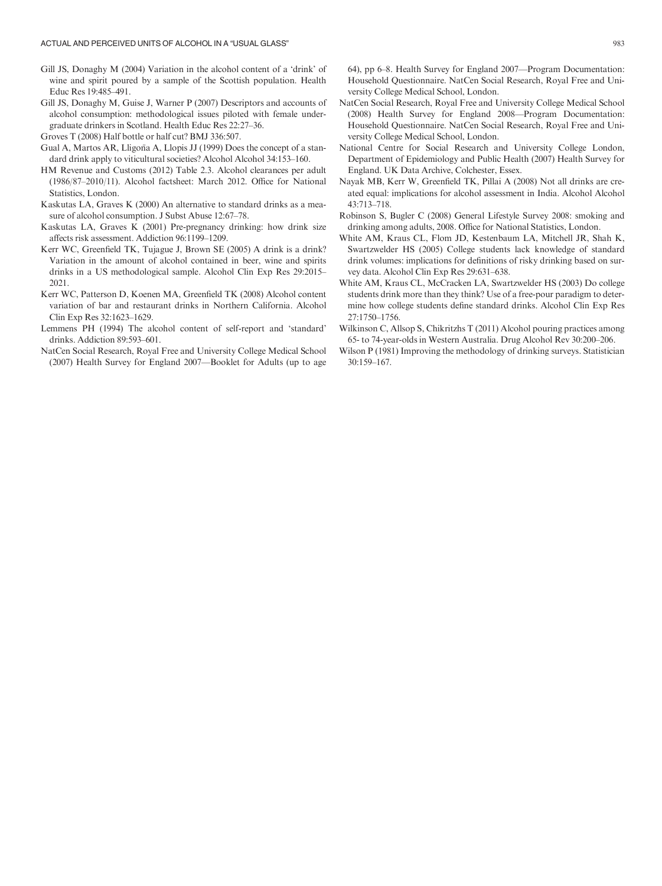Gill JS, Donaghy M (2004) Variation in the alcohol content of a 'drink' of wine and spirit poured by a sample of the Scottish population. Health Educ Res 19:485–491.

Gill JS, Donaghy M, Guise J, Warner P (2007) Descriptors and accounts of alcohol consumption: methodological issues piloted with female undergraduate drinkers in Scotland. Health Educ Res 22:27–36.

Groves T (2008) Half bottle or half cut? BMJ 336:507.

Gual A, Martos AR, Lligoña A, Llopis JJ (1999) Does the concept of a standard drink apply to viticultural societies? Alcohol Alcohol 34:153–160.

HM Revenue and Customs (2012) Table 2.3. Alcohol clearances per adult (1986/87–2010/11). Alcohol factsheet: March 2012. Office for National Statistics, London.

Kaskutas LA, Graves K (2000) An alternative to standard drinks as a measure of alcohol consumption. J Subst Abuse 12:67–78.

Kaskutas LA, Graves K (2001) Pre-pregnancy drinking: how drink size affects risk assessment. Addiction 96:1199–1209.

Kerr WC, Greenfield TK, Tujague J, Brown SE (2005) A drink is a drink? Variation in the amount of alcohol contained in beer, wine and spirits drinks in a US methodological sample. Alcohol Clin Exp Res 29:2015–2021.

Kerr WC, Patterson D, Koenen MA, Greenfield TK (2008) Alcohol content variation of bar and restaurant drinks in Northern California. Alcohol Clin Exp Res 32:1623–1629.

Lemmens PH (1994) The alcohol content of self-report and 'standard' drinks. Addiction 89:593–601.

NatCen Social Research, Royal Free and University College Medical School (2007) Health Survey for England 2007—Booklet for Adults (up to age 64), pp 6–8. Health Survey for England 2007—Program Documentation: Household Questionnaire. NatCen Social Research, Royal Free and University College Medical School, London.

NatCen Social Research, Royal Free and University College Medical School (2008) Health Survey for England 2008—Program Documentation: Household Questionnaire. NatCen Social Research, Royal Free and University College Medical School, London.

National Centre for Social Research and University College London, Department of Epidemiology and Public Health (2007) Health Survey for England. UK Data Archive, Colchester, Essex.

Nayak MB, Kerr W, Greenfield TK, Pillai A (2008) Not all drinks are created equal: implications for alcohol assessment in India. Alcohol Alcohol 43:713–718.

Robinson S, Bugler C (2008) General Lifestyle Survey 2008: smoking and drinking among adults, 2008. Office for National Statistics, London.

White AM, Kraus CL, Flom JD, Kestenbaum LA, Mitchell JR, Shah K, Swartzwelder HS (2005) College students lack knowledge of standard drink volumes: implications for definitions of risky drinking based on survey data. Alcohol Clin Exp Res 29:631–638.

White AM, Kraus CL, McCracken LA, Swartzwelder HS (2003) Do college students drink more than they think? Use of a free-pour paradigm to determine how college students define standard drinks. Alcohol Clin Exp Res 27:1750–1756.

Wilkinson C, Allsop S, Chikritzhs T (2011) Alcohol pouring practices among 65- to 74-year-olds in Western Australia. Drug Alcohol Rev 30:200–206.

Wilson P (1981) Improving the methodology of drinking surveys. Statistician 30:159–167.